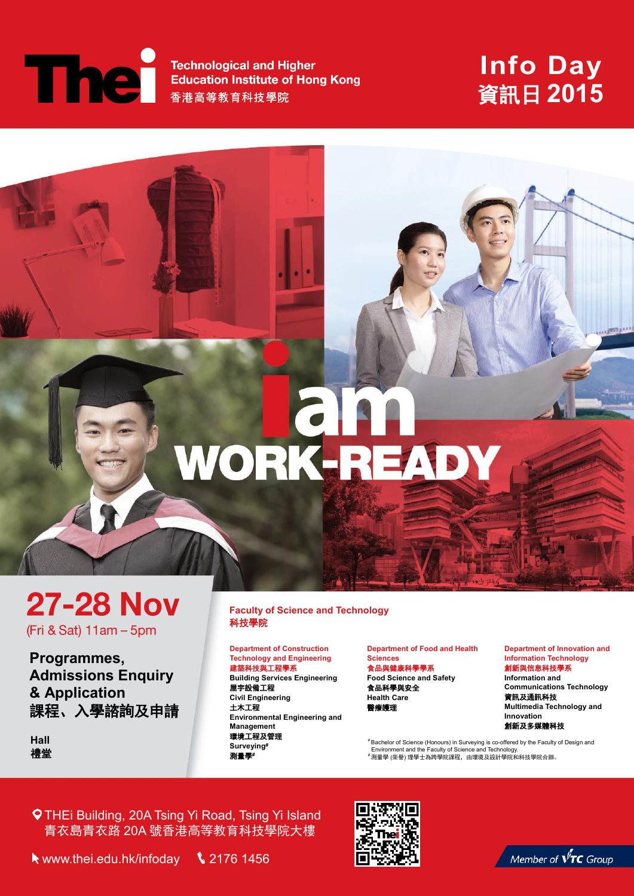# THEi

**Technological and Higher Education Institute of Hong Kong**
**香港高等教育科技學院**

# Info Day 資訊日 2015

# i am WORK-READY

## 27-28 Nov

(Fri & Sat) 11am – 5pm

### Programmes, Admissions Enquiry & Application
### 課程、入學諮詢及申請

**Hall**
**禮堂**

## Faculty of Science and Technology
## 科技學院

**Department of Construction Technology and Engineering**
**建築科技與工程學系**

- **Building Services Engineering**
  **屋宇設備工程**
- **Civil Engineering**
  **土木工程**
- **Environmental Engineering and Management**
  **環境工程及管理**
- **Surveying#**
  **測量學#**

**Department of Food and Health Sciences**
**食品與健康科學學系**

- **Food Science and Safety**
  **食品科學與安全**
- **Health Care**
  **醫療護理**

**Department of Innovation and Information Technology**
**創新與信息科技學系**

- **Information and Communications Technology**
  **資訊及通訊科技**
- **Multimedia Technology and Innovation**
  **創新及多媒體科技**

#Bachelor of Science (Honours) in Surveying is co-offered by the Faculty of Design and Environment and the Faculty of Science and Technology.
#測量學 (榮譽) 理學士為跨學院課程，由環境及設計學院和科技學院合辦。

THEi Building, 20A Tsing Yi Road, Tsing Yi Island
青衣島青衣路 20A 號香港高等教育科技學院大樓

www.thei.edu.hk/infoday　　2176 1456

*Member of VTC Group*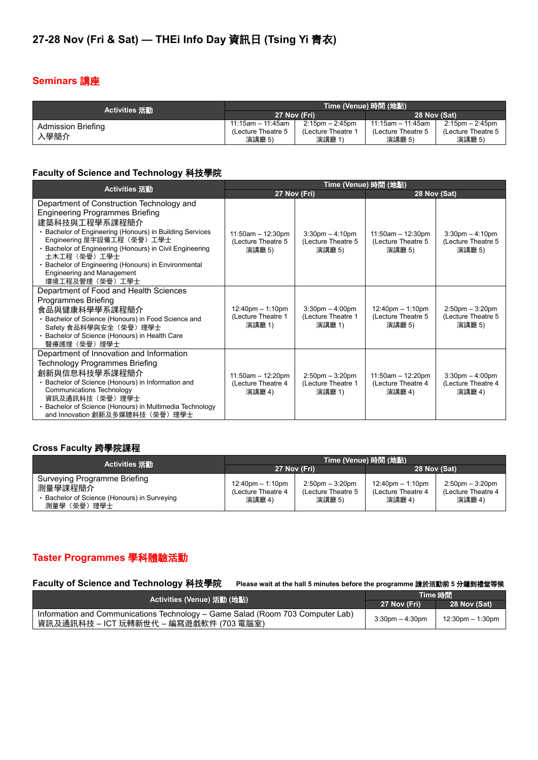## 27-28 Nov (Fri & Sat) — THEi Info Day 資訊日 (Tsing Yi 青衣)

### Seminars 講座

| Activities 活動 | Time (Venue) 時間 (地點) | | | |
|---|---|---|---|---|
| | 27 Nov (Fri) | | 28 Nov (Sat) | |
| Admission Briefing<br>入學簡介 | 11:15am – 11:45am (Lecture Theatre 5 演講廳 5) | 2:15pm – 2:45pm (Lecture Theatre 1 演講廳 1) | 11:15am – 11:45am (Lecture Theatre 5 演講廳 5) | 2:15pm – 2:45pm (Lecture Theatre 5 演講廳 5) |

#### Faculty of Science and Technology 科技學院

| Activities 活動 | Time (Venue) 時間 (地點) | | | |
|---|---|---|---|---|
| | 27 Nov (Fri) | | 28 Nov (Sat) | |
| Department of Construction Technology and Engineering Programmes Briefing<br>建築科技與工程學系課程簡介<br>• Bachelor of Engineering (Honours) in Building Services Engineering 屋宇設備工程（榮譽）工學士<br>• Bachelor of Engineering (Honours) in Civil Engineering 土木工程（榮譽）工學士<br>• Bachelor of Engineering (Honours) in Environmental Engineering and Management 環境工程及管理（榮譽）工學士 | 11:50am – 12:30pm (Lecture Theatre 5 演講廳 5) | 3:30pm – 4:10pm (Lecture Theatre 5 演講廳 5) | 11:50am – 12:30pm (Lecture Theatre 5 演講廳 5) | 3:30pm – 4:10pm (Lecture Theatre 5 演講廳 5) |
| Department of Food and Health Sciences Programmes Briefing<br>食品與健康科學學系課程簡介<br>• Bachelor of Science (Honours) in Food Science and Safety 食品科學與安全（榮譽）理學士<br>• Bachelor of Science (Honours) in Health Care 醫療護理（榮譽）理學士 | 12:40pm – 1:10pm (Lecture Theatre 1 演講廳 1) | 3:30pm – 4:00pm (Lecture Theatre 1 演講廳 1) | 12:40pm – 1:10pm (Lecture Theatre 5 演講廳 5) | 2:50pm – 3:20pm (Lecture Theatre 5 演講廳 5) |
| Department of Innovation and Information Technology Programmes Briefing<br>創新與信息科技學系課程簡介<br>• Bachelor of Science (Honours) in Information and Communications Technology 資訊及通訊科技（榮譽）理學士<br>• Bachelor of Science (Honours) in Multimedia Technology and Innovation 創新及多媒體科技（榮譽）理學士 | 11:50am – 12:20pm (Lecture Theatre 4 演講廳 4) | 2:50pm – 3:20pm (Lecture Theatre 1 演講廳 1) | 11:50am – 12:20pm (Lecture Theatre 4 演講廳 4) | 3:30pm – 4:00pm (Lecture Theatre 4 演講廳 4) |

#### Cross Faculty 跨學院課程

| Activities 活動 | Time (Venue) 時間 (地點) | | | |
|---|---|---|---|---|
| | 27 Nov (Fri) | | 28 Nov (Sat) | |
| Surveying Programme Briefing<br>測量學課程簡介<br>• Bachelor of Science (Honours) in Surveying 測量學（榮譽）理學士 | 12:40pm – 1:10pm (Lecture Theatre 4 演講廳 4) | 2:50pm – 3:20pm (Lecture Theatre 5 演講廳 5) | 12:40pm – 1:10pm (Lecture Theatre 4 演講廳 4) | 2:50pm – 3:20pm (Lecture Theatre 4 演講廳 4) |

### Taster Programmes 學科體驗活動

#### Faculty of Science and Technology 科技學院

**Please wait at the hall 5 minutes before the programme 請於活動前 5 分鐘到禮堂等候**

| Activities (Venue) 活動 (地點) | Time 時間 | |
|---|---|---|
| | 27 Nov (Fri) | 28 Nov (Sat) |
| Information and Communications Technology – Game Salad (Room 703 Computer Lab)<br>資訊及通訊科技 – ICT 玩轉新世代 – 編寫遊戲軟件 (703 電腦室) | 3:30pm – 4:30pm | 12:30pm – 1:30pm |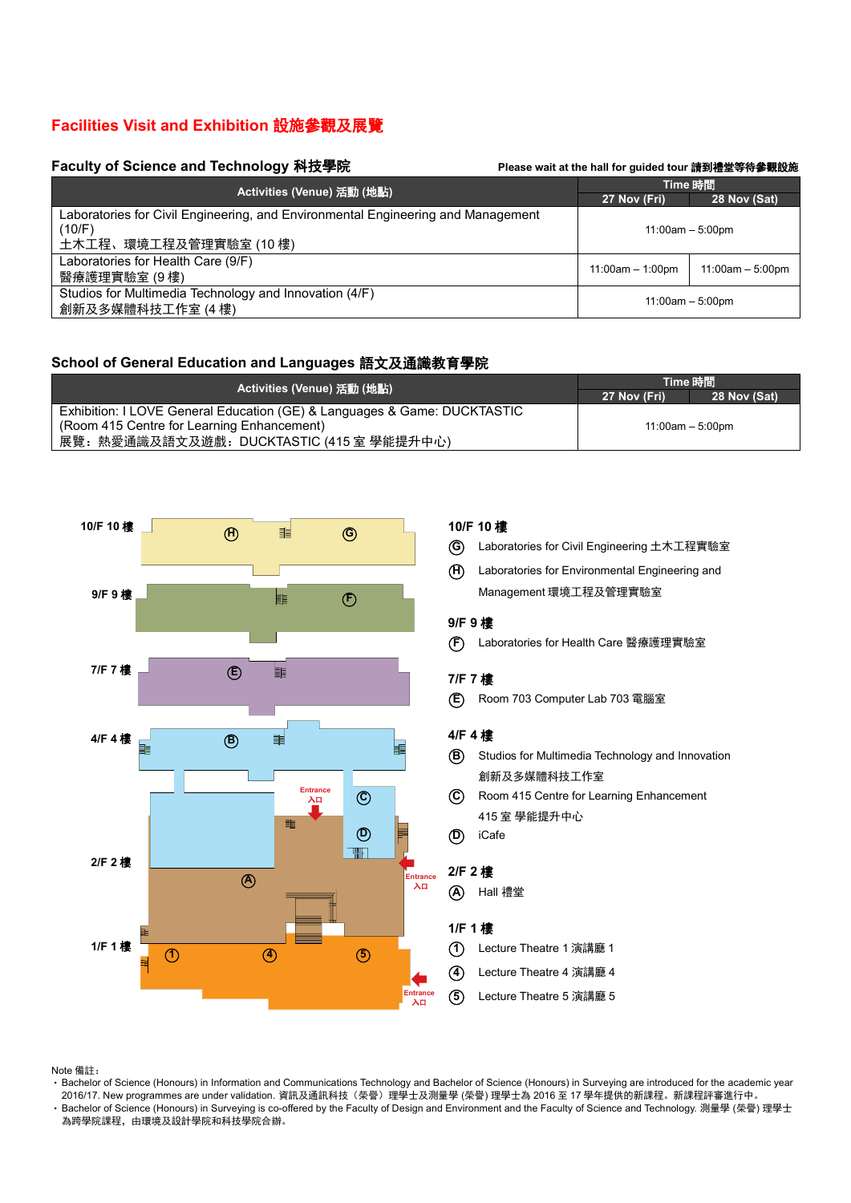## Facilities Visit and Exhibition 設施參觀及展覽

### Faculty of Science and Technology 科技學院

**Please wait at the hall for guided tour 請到禮堂等待參觀設施**

| Activities (Venue) 活動 (地點) | Time 時間 | |
|---|---|---|
| | 27 Nov (Fri) | 28 Nov (Sat) |
| Laboratories for Civil Engineering, and Environmental Engineering and Management (10/F)<br>土木工程、環境工程及管理實驗室 (10 樓) | 11:00am – 5:00pm | |
| Laboratories for Health Care (9/F)<br>醫療護理實驗室 (9 樓) | 11:00am – 1:00pm | 11:00am – 5:00pm |
| Studios for Multimedia Technology and Innovation (4/F)<br>創新及多媒體科技工作室 (4 樓) | 11:00am – 5:00pm | |

### School of General Education and Languages 語文及通識教育學院

| Activities (Venue) 活動 (地點) | Time 時間 | |
|---|---|---|
| | 27 Nov (Fri) | 28 Nov (Sat) |
| Exhibition: I LOVE General Education (GE) & Languages & Game: DUCKTASTIC<br>(Room 415 Centre for Learning Enhancement)<br>展覽：熱愛通識及語文及遊戲：DUCKTASTIC (415 室 學能提升中心) | 11:00am – 5:00pm | |

10/F 10 樓
9/F 9 樓
7/F 7 樓
4/F 4 樓
2/F 2 樓
1/F 1 樓
Entrance 入口
Entrance 入口
Entrance 入口

**10/F 10 樓**
- Ⓖ Laboratories for Civil Engineering 土木工程實驗室
- Ⓗ Laboratories for Environmental Engineering and Management 環境工程及管理實驗室

**9/F 9 樓**
- Ⓕ Laboratories for Health Care 醫療護理實驗室

**7/F 7 樓**
- Ⓔ Room 703 Computer Lab 703 電腦室

**4/F 4 樓**
- Ⓑ Studios for Multimedia Technology and Innovation 創新及多媒體科技工作室
- Ⓒ Room 415 Centre for Learning Enhancement 415 室 學能提升中心
- Ⓓ iCafe

**2/F 2 樓**
- Ⓐ Hall 禮堂

**1/F 1 樓**
- ① Lecture Theatre 1 演講廳 1
- ④ Lecture Theatre 4 演講廳 4
- ⑤ Lecture Theatre 5 演講廳 5

Note 備註：
- Bachelor of Science (Honours) in Information and Communications Technology and Bachelor of Science (Honours) in Surveying are introduced for the academic year 2016/17. New programmes are under validation. 資訊及通訊科技（榮譽）理學士及測量學 (榮譽) 理學士為 2016 至 17 學年提供的新課程。新課程評審進行中。
- Bachelor of Science (Honours) in Surveying is co-offered by the Faculty of Design and Environment and the Faculty of Science and Technology. 測量學 (榮譽) 理學士為跨學院課程，由環境及設計學院和科技學院合辦。